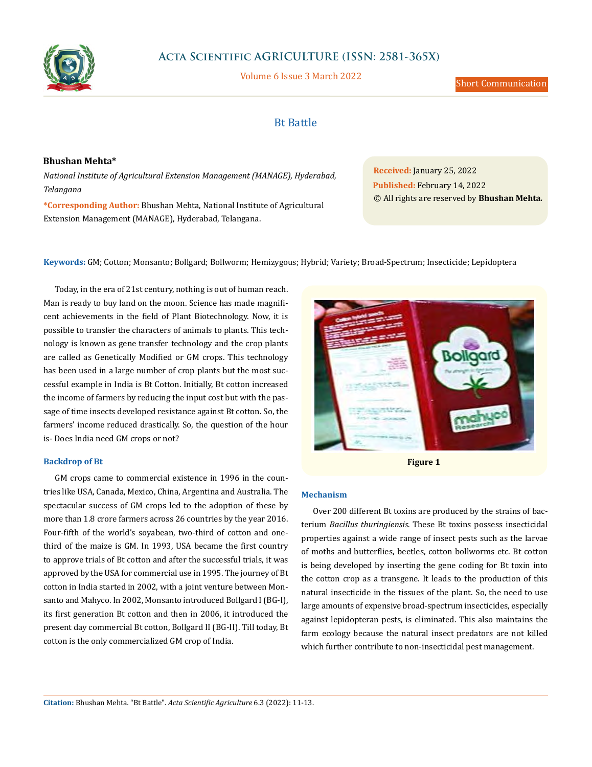# Bt Battle

**Bhushan Mehta***

*National Institute of Agricultural Extension Management (MANAGE), Hyderabad, Telangana*

***Corresponding Author:** Bhushan Mehta, National Institute of Agricultural Extension Management (MANAGE), Hyderabad, Telangana.

**Received:** January 25, 2022
**Published:** February 14, 2022
© All rights are reserved by **Bhushan Mehta.**

**Keywords:** GM; Cotton; Monsanto; Bollgard; Bollworm; Hemizygous; Hybrid; Variety; Broad-Spectrum; Insecticide; Lepidoptera

Today, in the era of 21st century, nothing is out of human reach. Man is ready to buy land on the moon. Science has made magnificent achievements in the field of Plant Biotechnology. Now, it is possible to transfer the characters of animals to plants. This technology is known as gene transfer technology and the crop plants are called as Genetically Modified or GM crops. This technology has been used in a large number of crop plants but the most successful example in India is Bt Cotton. Initially, Bt cotton increased the income of farmers by reducing the input cost but with the passage of time insects developed resistance against Bt cotton. So, the farmers' income reduced drastically. So, the question of the hour is- Does India need GM crops or not?

### Backdrop of Bt

GM crops came to commercial existence in 1996 in the countries like USA, Canada, Mexico, China, Argentina and Australia. The spectacular success of GM crops led to the adoption of these by more than 1.8 crore farmers across 26 countries by the year 2016. Four-fifth of the world's soyabean, two-third of cotton and one-third of the maize is GM. In 1993, USA became the first country to approve trials of Bt cotton and after the successful trials, it was approved by the USA for commercial use in 1995. The journey of Bt cotton in India started in 2002, with a joint venture between Monsanto and Mahyco. In 2002, Monsanto introduced Bollgard I (BG-I), its first generation Bt cotton and then in 2006, it introduced the present day commercial Bt cotton, Bollgard II (BG-II). Till today, Bt cotton is the only commercialized GM crop of India.

**Figure 1**

### Mechanism

Over 200 different Bt toxins are produced by the strains of bacterium *Bacillus thuringiensis.* These Bt toxins possess insecticidal properties against a wide range of insect pests such as the larvae of moths and butterflies, beetles, cotton bollworms etc. Bt cotton is being developed by inserting the gene coding for Bt toxin into the cotton crop as a transgene. It leads to the production of this natural insecticide in the tissues of the plant. So, the need to use large amounts of expensive broad-spectrum insecticides, especially against lepidopteran pests, is eliminated. This also maintains the farm ecology because the natural insect predators are not killed which further contribute to non-insecticidal pest management.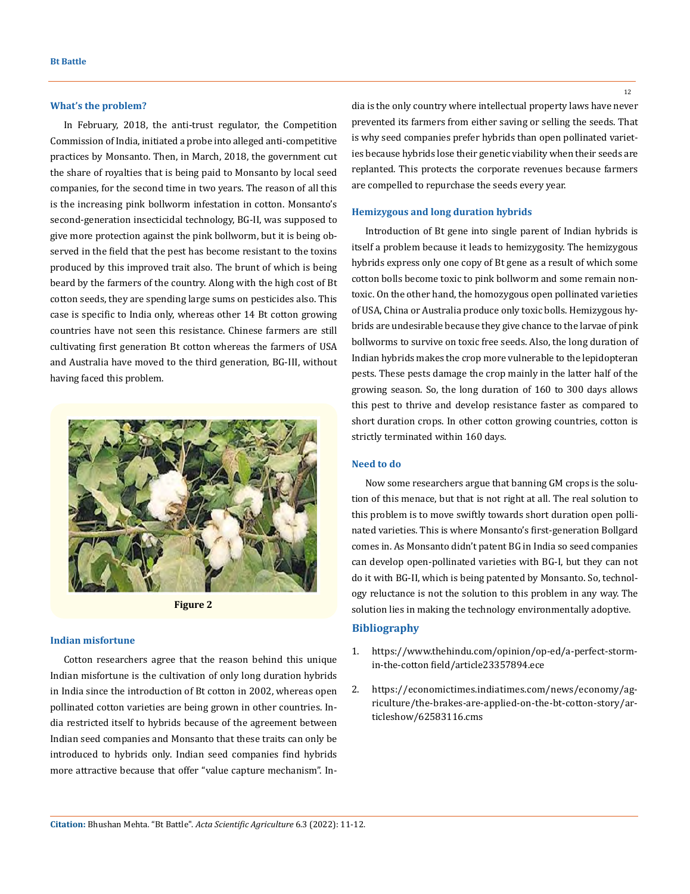### What's the problem?

In February, 2018, the anti-trust regulator, the Competition Commission of India, initiated a probe into alleged anti-competitive practices by Monsanto. Then, in March, 2018, the government cut the share of royalties that is being paid to Monsanto by local seed companies, for the second time in two years. The reason of all this is the increasing pink bollworm infestation in cotton. Monsanto's second-generation insecticidal technology, BG-II, was supposed to give more protection against the pink bollworm, but it is being observed in the field that the pest has become resistant to the toxins produced by this improved trait also. The brunt of which is being beard by the farmers of the country. Along with the high cost of Bt cotton seeds, they are spending large sums on pesticides also. This case is specific to India only, whereas other 14 Bt cotton growing countries have not seen this resistance. Chinese farmers are still cultivating first generation Bt cotton whereas the farmers of USA and Australia have moved to the third generation, BG-III, without having faced this problem.

**Figure 2**

### Indian misfortune

Cotton researchers agree that the reason behind this unique Indian misfortune is the cultivation of only long duration hybrids in India since the introduction of Bt cotton in 2002, whereas open pollinated cotton varieties are being grown in other countries. India restricted itself to hybrids because of the agreement between Indian seed companies and Monsanto that these traits can only be introduced to hybrids only. Indian seed companies find hybrids more attractive because that offer "value capture mechanism". India is the only country where intellectual property laws have never prevented its farmers from either saving or selling the seeds. That is why seed companies prefer hybrids than open pollinated varieties because hybrids lose their genetic viability when their seeds are replanted. This protects the corporate revenues because farmers are compelled to repurchase the seeds every year.

### Hemizygous and long duration hybrids

Introduction of Bt gene into single parent of Indian hybrids is itself a problem because it leads to hemizygosity. The hemizygous hybrids express only one copy of Bt gene as a result of which some cotton bolls become toxic to pink bollworm and some remain non-toxic. On the other hand, the homozygous open pollinated varieties of USA, China or Australia produce only toxic bolls. Hemizygous hybrids are undesirable because they give chance to the larvae of pink bollworms to survive on toxic free seeds. Also, the long duration of Indian hybrids makes the crop more vulnerable to the lepidopteran pests. These pests damage the crop mainly in the latter half of the growing season. So, the long duration of 160 to 300 days allows this pest to thrive and develop resistance faster as compared to short duration crops. In other cotton growing countries, cotton is strictly terminated within 160 days.

### Need to do

Now some researchers argue that banning GM crops is the solution of this menace, but that is not right at all. The real solution to this problem is to move swiftly towards short duration open pollinated varieties. This is where Monsanto's first-generation Bollgard comes in. As Monsanto didn't patent BG in India so seed companies can develop open-pollinated varieties with BG-I, but they can not do it with BG-II, which is being patented by Monsanto. So, technology reluctance is not the solution to this problem in any way. The solution lies in making the technology environmentally adoptive.

## Bibliography

1. https://www.thehindu.com/opinion/op-ed/a-perfect-storm-in-the-cotton field/article23357894.ece
2. https://economictimes.indiatimes.com/news/economy/agriculture/the-brakes-are-applied-on-the-bt-cotton-story/articleshow/62583116.cms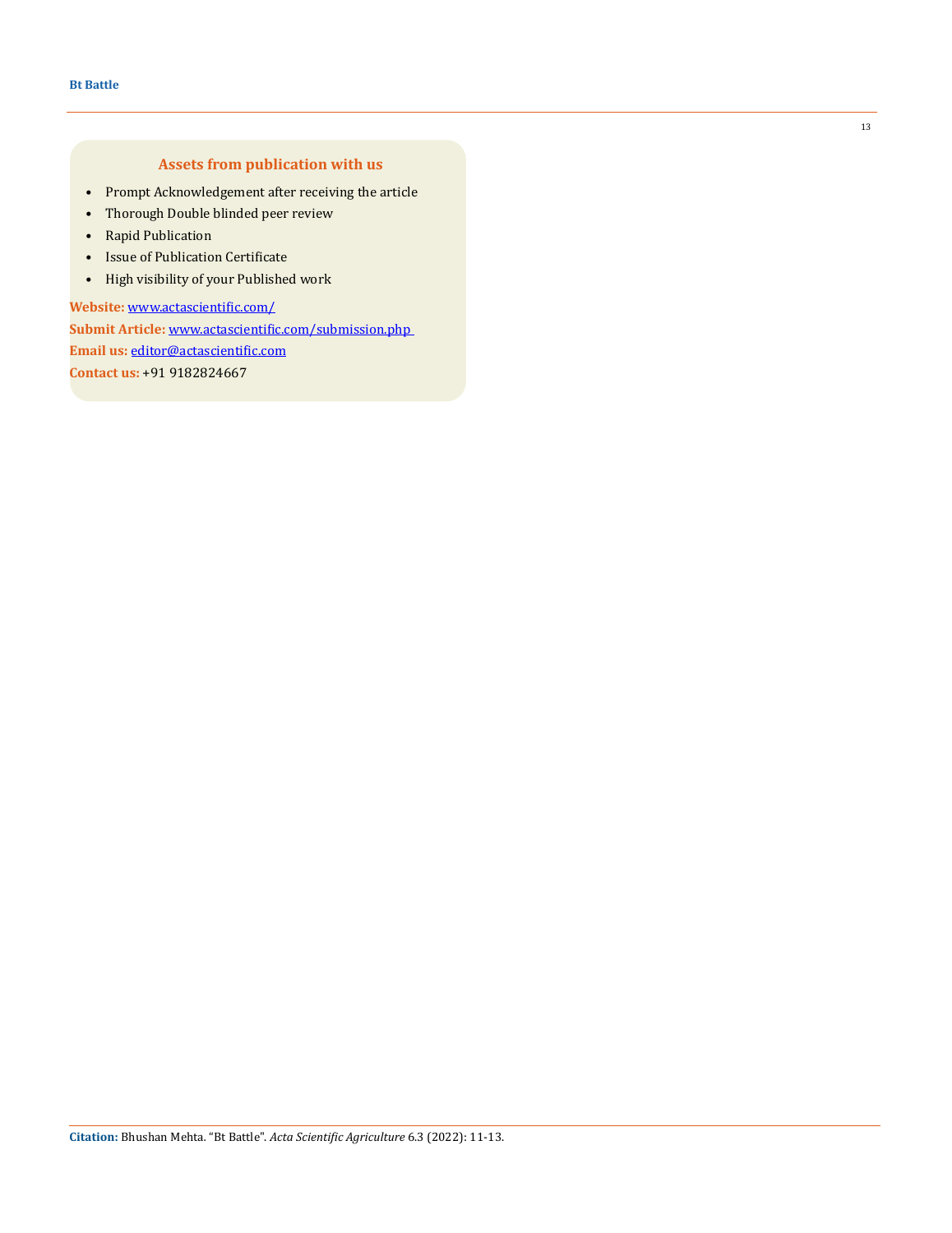### Assets from publication with us

- Prompt Acknowledgement after receiving the article
- Thorough Double blinded peer review
- Rapid Publication
- Issue of Publication Certificate
- High visibility of your Published work

**Website:** www.actascientific.com/

**Submit Article:** www.actascientific.com/submission.php

**Email us:** editor@actascientific.com

**Contact us:** +91 9182824667